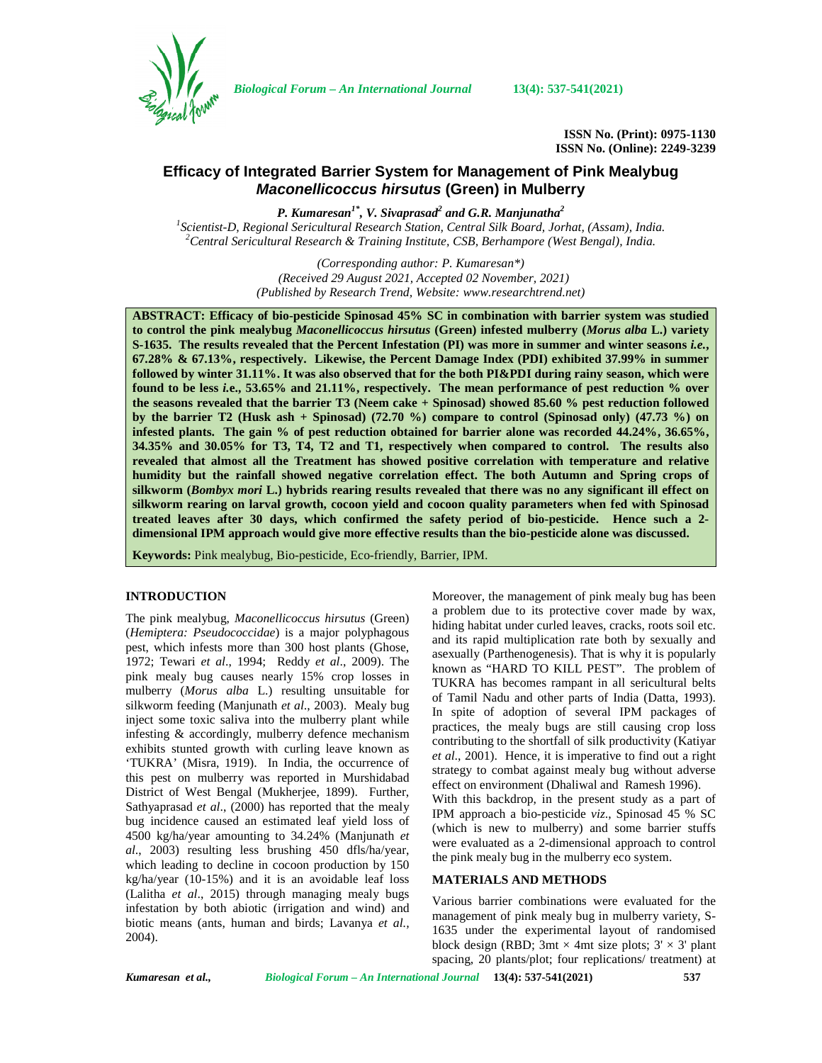# Efficacy of Integrated Barrier System for Management of Pink Mealybug *Maconellicoccus hirsutus* (Green) in Mulberry

***P. Kumaresan*[1*], *V. Sivaprasad*[2] *and G.R. Manjunatha*[2]**

[1]Scientist-D, Regional Sericultural Research Station, Central Silk Board, Jorhat, (Assam), India.
[2]Central Sericultural Research & Training Institute, CSB, Berhampore (West Bengal), India.

*(Corresponding author: P. Kumaresan\*)*
*(Received 29 August 2021, Accepted 02 November, 2021)*
*(Published by Research Trend, Website: www.researchtrend.net)*

**ABSTRACT: Efficacy of bio-pesticide Spinosad 45% SC in combination with barrier system was studied to control the pink mealybug *Maconellicoccus hirsutus* (Green) infested mulberry (*Morus alba* L.) variety S-1635. The results revealed that the Percent Infestation (PI) was more in summer and winter seasons *i.e.*, 67.28% & 67.13%, respectively. Likewise, the Percent Damage Index (PDI) exhibited 37.99% in summer followed by winter 31.11%. It was also observed that for the both PI&PDI during rainy season, which were found to be less *i.e.*, 53.65% and 21.11%, respectively. The mean performance of pest reduction % over the seasons revealed that the barrier T3 (Neem cake + Spinosad) showed 85.60 % pest reduction followed by the barrier T2 (Husk ash + Spinosad) (72.70 %) compare to control (Spinosad only) (47.73 %) on infested plants. The gain % of pest reduction obtained for barrier alone was recorded 44.24%, 36.65%, 34.35% and 30.05% for T3, T4, T2 and T1, respectively when compared to control. The results also revealed that almost all the Treatment has showed positive correlation with temperature and relative humidity but the rainfall showed negative correlation effect. The both Autumn and Spring crops of silkworm (*Bombyx mori* L.) hybrids rearing results revealed that there was no any significant ill effect on silkworm rearing on larval growth, cocoon yield and cocoon quality parameters when fed with Spinosad treated leaves after 30 days, which confirmed the safety period of bio-pesticide. Hence such a 2-dimensional IPM approach would give more effective results than the bio-pesticide alone was discussed.**

**Keywords:** Pink mealybug, Bio-pesticide, Eco-friendly, Barrier, IPM.

## INTRODUCTION

The pink mealybug, *Maconellicoccus hirsutus* (Green) (*Hemiptera: Pseudococcidae*) is a major polyphagous pest, which infests more than 300 host plants (Ghose, 1972; Tewari *et al*., 1994; Reddy *et al*., 2009). The pink mealy bug causes nearly 15% crop losses in mulberry (*Morus alba* L.) resulting unsuitable for silkworm feeding (Manjunath *et al*., 2003). Mealy bug inject some toxic saliva into the mulberry plant while infesting & accordingly, mulberry defence mechanism exhibits stunted growth with curling leave known as 'TUKRA' (Misra, 1919). In India, the occurrence of this pest on mulberry was reported in Murshidabad District of West Bengal (Mukherjee, 1899). Further, Sathyaprasad *et al*., (2000) has reported that the mealy bug incidence caused an estimated leaf yield loss of 4500 kg/ha/year amounting to 34.24% (Manjunath *et al*., 2003) resulting less brushing 450 dfls/ha/year, which leading to decline in cocoon production by 150 kg/ha/year (10-15%) and it is an avoidable leaf loss (Lalitha *et al*., 2015) through managing mealy bugs infestation by both abiotic (irrigation and wind) and biotic means (ants, human and birds; Lavanya *et al.*, 2004).

Moreover, the management of pink mealy bug has been a problem due to its protective cover made by wax, hiding habitat under curled leaves, cracks, roots soil etc. and its rapid multiplication rate both by sexually and asexually (Parthenogenesis). That is why it is popularly known as "HARD TO KILL PEST". The problem of TUKRA has becomes rampant in all sericultural belts of Tamil Nadu and other parts of India (Datta, 1993). In spite of adoption of several IPM packages of practices, the mealy bugs are still causing crop loss contributing to the shortfall of silk productivity (Katiyar *et al*., 2001). Hence, it is imperative to find out a right strategy to combat against mealy bug without adverse effect on environment (Dhaliwal and Ramesh 1996).

With this backdrop, in the present study as a part of IPM approach a bio-pesticide *viz*., Spinosad 45 % SC (which is new to mulberry) and some barrier stuffs were evaluated as a 2-dimensional approach to control the pink mealy bug in the mulberry eco system.

## MATERIALS AND METHODS

Various barrier combinations were evaluated for the management of pink mealy bug in mulberry variety, S-1635 under the experimental layout of randomised block design (RBD; 3mt × 4mt size plots; 3' × 3' plant spacing, 20 plants/plot; four replications/ treatment) at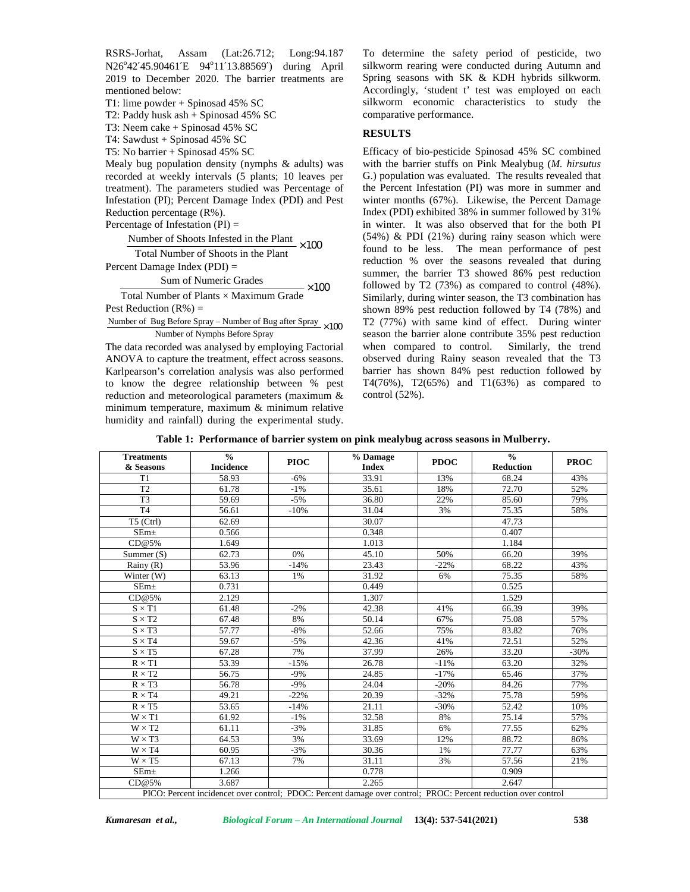RSRS-Jorhat, Assam (Lat:26.712; Long:94.187 N26°42′45.90461′E 94°11′13.88569′) during April 2019 to December 2020. The barrier treatments are mentioned below:

T1: lime powder + Spinosad 45% SC

T2: Paddy husk ash + Spinosad 45% SC

T3: Neem cake + Spinosad 45% SC

T4: Sawdust + Spinosad 45% SC

T5: No barrier + Spinosad 45% SC

Mealy bug population density (nymphs & adults) was recorded at weekly intervals (5 plants; 10 leaves per treatment). The parameters studied was Percentage of Infestation (PI); Percent Damage Index (PDI) and Pest Reduction percentage (R%).

Percentage of Infestation (PI) =

$$\frac{\text{Number of Shoots Infested in the Plant}}{\text{Total Number of Shoots in the Plant}} \times 100$$

Percent Damage Index (PDI) =

$$\frac{\text{Sum of Numeric Grades}}{\text{Total Number of Plants} \times \text{Maximum Grade}} \times 100$$

Pest Reduction (R%) =

$$\frac{\text{Number of Bug Before Spray} - \text{Number of Bug after Spray}}{\text{Number of Nymphs Before Spray}} \times 100$$

The data recorded was analysed by employing Factorial ANOVA to capture the treatment, effect across seasons. Karlpearson's correlation analysis was also performed to know the degree relationship between % pest reduction and meteorological parameters (maximum & minimum temperature, maximum & minimum relative humidity and rainfall) during the experimental study. To determine the safety period of pesticide, two silkworm rearing were conducted during Autumn and Spring seasons with SK & KDH hybrids silkworm. Accordingly, 'student t' test was employed on each silkworm economic characteristics to study the comparative performance.

## RESULTS

Efficacy of bio-pesticide Spinosad 45% SC combined with the barrier stuffs on Pink Mealybug (*M. hirsutus* G.) population was evaluated. The results revealed that the Percent Infestation (PI) was more in summer and winter months (67%). Likewise, the Percent Damage Index (PDI) exhibited 38% in summer followed by 31% in winter. It was also observed that for the both PI (54%) & PDI (21%) during rainy season which were found to be less. The mean performance of pest reduction % over the seasons revealed that during summer, the barrier T3 showed 86% pest reduction followed by T2 (73%) as compared to control (48%). Similarly, during winter season, the T3 combination has shown 89% pest reduction followed by T4 (78%) and T2 (77%) with same kind of effect. During winter season the barrier alone contribute 35% pest reduction when compared to control. Similarly, the trend observed during Rainy season revealed that the T3 barrier has shown 84% pest reduction followed by T4(76%), T2(65%) and T1(63%) as compared to control (52%).

**Table 1: Performance of barrier system on pink mealybug across seasons in Mulberry.**

| Treatments & Seasons | % Incidence | PIOC | % Damage Index | PDOC | % Reduction | PROC |
|---|---|---|---|---|---|---|
| T1 | 58.93 | -6% | 33.91 | 13% | 68.24 | 43% |
| T2 | 61.78 | -1% | 35.61 | 18% | 72.70 | 52% |
| T3 | 59.69 | -5% | 36.80 | 22% | 85.60 | 79% |
| T4 | 56.61 | -10% | 31.04 | 3% | 75.35 | 58% |
| T5 (Ctrl) | 62.69 | | 30.07 | | 47.73 | |
| SEm± | 0.566 | | 0.348 | | 0.407 | |
| CD@5% | 1.649 | | 1.013 | | 1.184 | |
| Summer (S) | 62.73 | 0% | 45.10 | 50% | 66.20 | 39% |
| Rainy (R) | 53.96 | -14% | 23.43 | -22% | 68.22 | 43% |
| Winter (W) | 63.13 | 1% | 31.92 | 6% | 75.35 | 58% |
| SEm± | 0.731 | | 0.449 | | 0.525 | |
| CD@5% | 2.129 | | 1.307 | | 1.529 | |
| S × T1 | 61.48 | -2% | 42.38 | 41% | 66.39 | 39% |
| S × T2 | 67.48 | 8% | 50.14 | 67% | 75.08 | 57% |
| S × T3 | 57.77 | -8% | 52.66 | 75% | 83.82 | 76% |
| S × T4 | 59.67 | -5% | 42.36 | 41% | 72.51 | 52% |
| S × T5 | 67.28 | 7% | 37.99 | 26% | 33.20 | -30% |
| R × T1 | 53.39 | -15% | 26.78 | -11% | 63.20 | 32% |
| R × T2 | 56.75 | -9% | 24.85 | -17% | 65.46 | 37% |
| R × T3 | 56.78 | -9% | 24.04 | -20% | 84.26 | 77% |
| R × T4 | 49.21 | -22% | 20.39 | -32% | 75.78 | 59% |
| R × T5 | 53.65 | -14% | 21.11 | -30% | 52.42 | 10% |
| W × T1 | 61.92 | -1% | 32.58 | 8% | 75.14 | 57% |
| W × T2 | 61.11 | -3% | 31.85 | 6% | 77.55 | 62% |
| W × T3 | 64.53 | 3% | 33.69 | 12% | 88.72 | 86% |
| W × T4 | 60.95 | -3% | 30.36 | 1% | 77.77 | 63% |
| W × T5 | 67.13 | 7% | 31.11 | 3% | 57.56 | 21% |
| SEm± | 1.266 | | 0.778 | | 0.909 | |
| CD@5% | 3.687 | | 2.265 | | 2.647 | |

PICO: Percent incidencet over control; PDOC: Percent damage over control; PROC: Percent reduction over control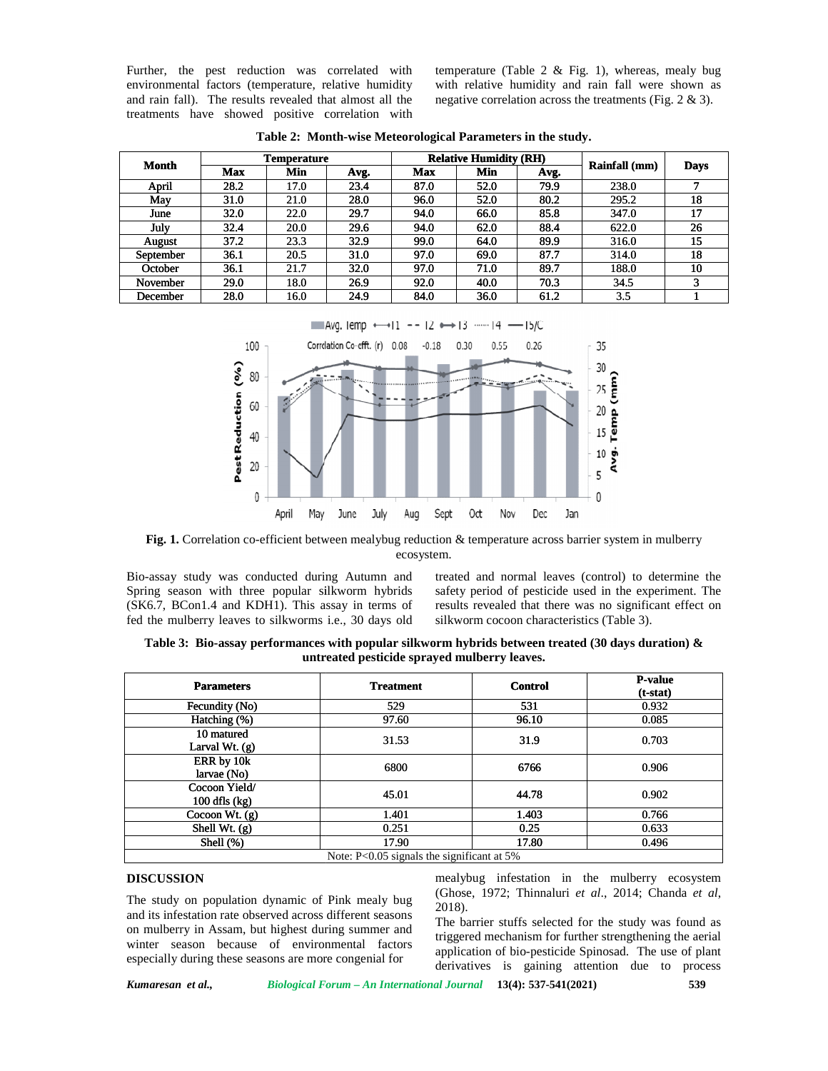Further, the pest reduction was correlated with environmental factors (temperature, relative humidity and rain fall). The results revealed that almost all the treatments have showed positive correlation with temperature (Table 2 & Fig. 1), whereas, mealy bug with relative humidity and rain fall were shown as negative correlation across the treatments (Fig. 2 & 3).

**Table 2: Month-wise Meteorological Parameters in the study.**

| Month | Temperature | | | Relative Humidity (RH) | | | Rainfall (mm) | Days |
|---|---|---|---|---|---|---|---|---|
| | Max | Min | Avg. | Max | Min | Avg. | | |
| April | 28.2 | 17.0 | 23.4 | 87.0 | 52.0 | 79.9 | 238.0 | 7 |
| May | 31.0 | 21.0 | 28.0 | 96.0 | 52.0 | 80.2 | 295.2 | 18 |
| June | 32.0 | 22.0 | 29.7 | 94.0 | 66.0 | 85.8 | 347.0 | 17 |
| July | 32.4 | 20.0 | 29.6 | 94.0 | 62.0 | 88.4 | 622.0 | 26 |
| August | 37.2 | 23.3 | 32.9 | 99.0 | 64.0 | 89.9 | 316.0 | 15 |
| September | 36.1 | 20.5 | 31.0 | 97.0 | 69.0 | 87.7 | 314.0 | 18 |
| October | 36.1 | 21.7 | 32.0 | 97.0 | 71.0 | 89.7 | 188.0 | 10 |
| November | 29.0 | 18.0 | 26.9 | 92.0 | 40.0 | 70.3 | 34.5 | 3 |
| December | 28.0 | 16.0 | 24.9 | 84.0 | 36.0 | 61.2 | 3.5 | 1 |

**Fig. 1.** Correlation co-efficient between mealybug reduction & temperature across barrier system in mulberry ecosystem.

Bio-assay study was conducted during Autumn and Spring season with three popular silkworm hybrids (SK6.7, BCon1.4 and KDH1). This assay in terms of fed the mulberry leaves to silkworms i.e., 30 days old treated and normal leaves (control) to determine the safety period of pesticide used in the experiment. The results revealed that there was no significant effect on silkworm cocoon characteristics (Table 3).

**Table 3: Bio-assay performances with popular silkworm hybrids between treated (30 days duration) & untreated pesticide sprayed mulberry leaves.**

| Parameters | Treatment | Control | P-value (t-stat) |
|---|---|---|---|
| Fecundity (No) | 529 | 531 | 0.932 |
| Hatching (%) | 97.60 | 96.10 | 0.085 |
| 10 matured Larval Wt. (g) | 31.53 | 31.9 | 0.703 |
| ERR by 10k larvae (No) | 6800 | 6766 | 0.906 |
| Cocoon Yield/ 100 dfls (kg) | 45.01 | 44.78 | 0.902 |
| Cocoon Wt. (g) | 1.401 | 1.403 | 0.766 |
| Shell Wt. (g) | 0.251 | 0.25 | 0.633 |
| Shell (%) | 17.90 | 17.80 | 0.496 |

Note: P<0.05 signals the significant at 5%

## DISCUSSION

The study on population dynamic of Pink mealy bug and its infestation rate observed across different seasons on mulberry in Assam, but highest during summer and winter season because of environmental factors especially during these seasons are more congenial for mealybug infestation in the mulberry ecosystem (Ghose, 1972; Thinnaluri *et al*., 2014; Chanda *et al*, 2018).

The barrier stuffs selected for the study was found as triggered mechanism for further strengthening the aerial application of bio-pesticide Spinosad. The use of plant derivatives is gaining attention due to process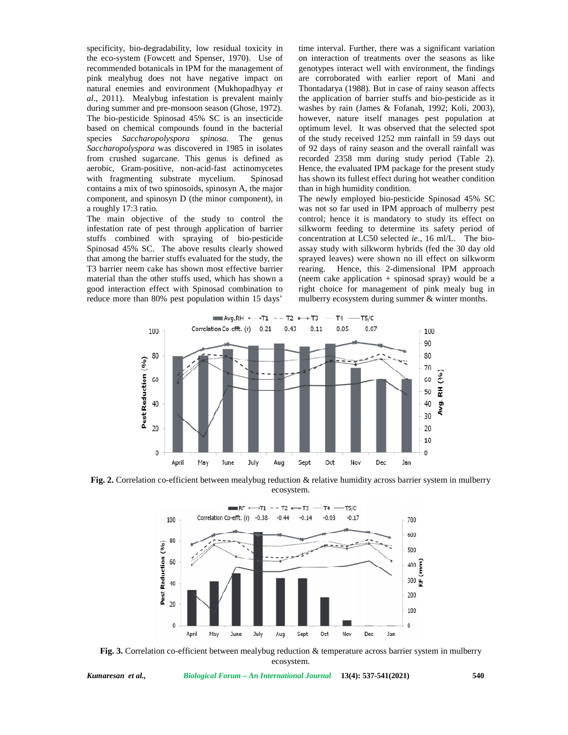specificity, bio-degradability, low residual toxicity in the eco-system (Fowcett and Spenser, 1970). Use of recommended botanicals in IPM for the management of pink mealybug does not have negative impact on natural enemies and environment (Mukhopadhyay *et al*., 2011). Mealybug infestation is prevalent mainly during summer and pre-monsoon season (Ghose, 1972). The bio-pesticide Spinosad 45% SC is an insecticide based on chemical compounds found in the bacterial species *Saccharopolyspora spinosa*. The genus *Saccharopolyspora* was discovered in 1985 in isolates from crushed sugarcane. This genus is defined as aerobic, Gram-positive, non-acid-fast actinomycetes with fragmenting substrate mycelium. Spinosad contains a mix of two spinosoids, spinosyn A, the major component, and spinosyn D (the minor component), in a roughly 17:3 ratio.

The main objective of the study to control the infestation rate of pest through application of barrier stuffs combined with spraying of bio-pesticide Spinosad 45% SC. The above results clearly showed that among the barrier stuffs evaluated for the study, the T3 barrier neem cake has shown most effective barrier material than the other stuffs used, which has shown a good interaction effect with Spinosad combination to reduce more than 80% pest population within 15 days' time interval. Further, there was a significant variation on interaction of treatments over the seasons as like genotypes interact well with environment, the findings are corroborated with earlier report of Mani and Thontadarya (1988). But in case of rainy season affects the application of barrier stuffs and bio-pesticide as it washes by rain (James & Fofanah, 1992; Koli, 2003), however, nature itself manages pest population at optimum level. It was observed that the selected spot of the study received 1252 mm rainfall in 59 days out of 92 days of rainy season and the overall rainfall was recorded 2358 mm during study period (Table 2). Hence, the evaluated IPM package for the present study has shown its fullest effect during hot weather condition than in high humidity condition.

The newly employed bio-pesticide Spinosad 45% SC was not so far used in IPM approach of mulberry pest control; hence it is mandatory to study its effect on silkworm feeding to determine its safety period of concentration at LC50 selected *ie*., 16 ml/L. The bio-assay study with silkworm hybrids (fed the 30 day old sprayed leaves) were shown no ill effect on silkworm rearing. Hence, this 2-dimensional IPM approach (neem cake application + spinosad spray) would be a right choice for management of pink mealy bug in mulberry ecosystem during summer & winter months.

**Fig. 2.** Correlation co-efficient between mealybug reduction & relative humidity across barrier system in mulberry ecosystem.

**Fig. 3.** Correlation co-efficient between mealybug reduction & temperature across barrier system in mulberry ecosystem.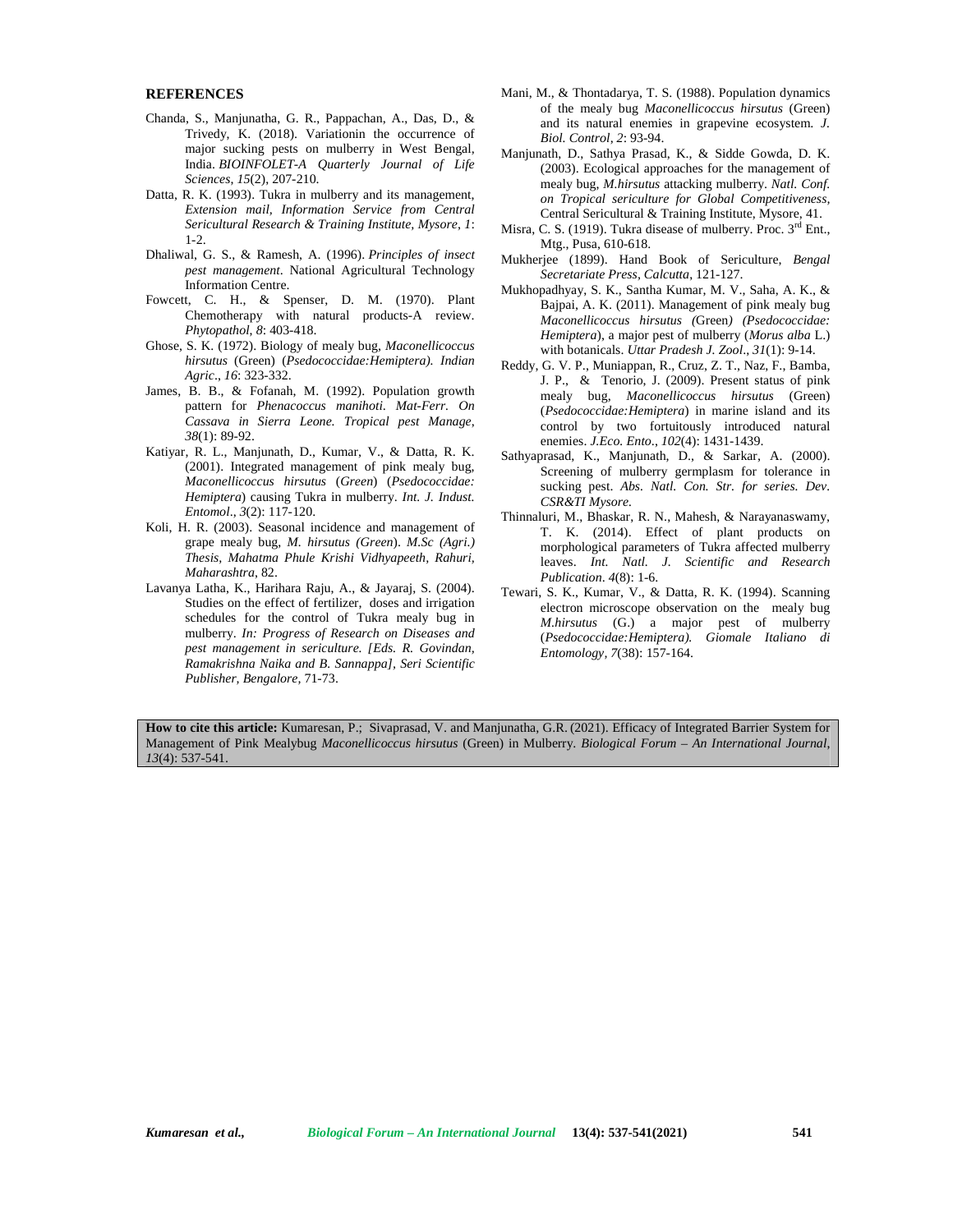## REFERENCES

Chanda, S., Manjunatha, G. R., Pappachan, A., Das, D., & Trivedy, K. (2018). Variationin the occurrence of major sucking pests on mulberry in West Bengal, India. *BIOINFOLET-A Quarterly Journal of Life Sciences*, *15*(2), 207-210.

Datta, R. K. (1993). Tukra in mulberry and its management, *Extension mail, Information Service from Central Sericultural Research & Training Institute, Mysore*, *1*: 1-2.

Dhaliwal, G. S., & Ramesh, A. (1996). *Principles of insect pest management*. National Agricultural Technology Information Centre.

Fowcett, C. H., & Spenser, D. M. (1970). Plant Chemotherapy with natural products-A review. *Phytopathol*, *8*: 403-418.

Ghose, S. K. (1972). Biology of mealy bug, *Maconellicoccus hirsutus* (Green) (*Psedococcidae:Hemiptera). Indian Agric*., *16*: 323-332.

James, B. B., & Fofanah, M. (1992). Population growth pattern for *Phenacoccus manihoti. Mat-Ferr. On Cassava in Sierra Leone. Tropical pest Manage*, *38*(1): 89-92.

Katiyar, R. L., Manjunath, D., Kumar, V., & Datta, R. K. (2001). Integrated management of pink mealy bug, *Maconellicoccus hirsutus* (*Green*) (*Psedococcidae: Hemiptera*) causing Tukra in mulberry. *Int. J. Indust. Entomol*., *3*(2): 117-120.

Koli, H. R. (2003). Seasonal incidence and management of grape mealy bug, *M. hirsutus (Green*). *M.Sc (Agri.) Thesis, Mahatma Phule Krishi Vidhyapeeth, Rahuri, Maharashtra*, 82.

Lavanya Latha, K., Harihara Raju, A., & Jayaraj, S. (2004). Studies on the effect of fertilizer, doses and irrigation schedules for the control of Tukra mealy bug in mulberry. *In: Progress of Research on Diseases and pest management in sericulture. [Eds. R. Govindan, Ramakrishna Naika and B. Sannappa], Seri Scientific Publisher, Bengalore,* 71-73.

Mani, M., & Thontadarya, T. S. (1988). Population dynamics of the mealy bug *Maconellicoccus hirsutus* (Green) and its natural enemies in grapevine ecosystem. *J. Biol. Control*, *2*: 93-94.

Manjunath, D., Sathya Prasad, K., & Sidde Gowda, D. K. (2003). Ecological approaches for the management of mealy bug, *M.hirsutus* attacking mulberry. *Natl. Conf. on Tropical sericulture for Global Competitiveness*, Central Sericultural & Training Institute, Mysore, 41.

Misra, C. S. (1919). Tukra disease of mulberry. Proc. 3rd Ent., Mtg., Pusa, 610-618.

Mukherjee (1899). Hand Book of Sericulture, *Bengal Secretariate Press, Calcutta*, 121-127.

Mukhopadhyay, S. K., Santha Kumar, M. V., Saha, A. K., & Bajpai, A. K. (2011). Management of pink mealy bug *Maconellicoccus hirsutus (*Green*) (Psedococcidae: Hemiptera*), a major pest of mulberry (*Morus alba* L.) with botanicals. *Uttar Pradesh J. Zool*., *31*(1): 9-14.

Reddy, G. V. P., Muniappan, R., Cruz, Z. T., Naz, F., Bamba, J. P., & Tenorio, J. (2009). Present status of pink mealy bug, *Maconellicoccus hirsutus* (Green) (*Psedococcidae:Hemiptera*) in marine island and its control by two fortuitously introduced natural enemies. *J.Eco. Ento*., *102*(4): 1431-1439.

Sathyaprasad, K., Manjunath, D., & Sarkar, A. (2000). Screening of mulberry germplasm for tolerance in sucking pest. *Abs. Natl. Con. Str. for series. Dev. CSR&TI Mysore.*

Thinnaluri, M., Bhaskar, R. N., Mahesh, & Narayanaswamy, T. K. (2014). Effect of plant products on morphological parameters of Tukra affected mulberry leaves. *Int. Natl. J. Scientific and Research Publication*. *4*(8): 1-6.

Tewari, S. K., Kumar, V., & Datta, R. K. (1994). Scanning electron microscope observation on the mealy bug *M.hirsutus* (G.) a major pest of mulberry (*Psedococcidae:Hemiptera). Giomale Italiano di Entomology*, *7*(38): 157-164.

**How to cite this article:** Kumaresan, P.; Sivaprasad, V. and Manjunatha, G.R. (2021). Efficacy of Integrated Barrier System for Management of Pink Mealybug *Maconellicoccus hirsutus* (Green) in Mulberry. *Biological Forum – An International Journal*, *13*(4): 537-541.